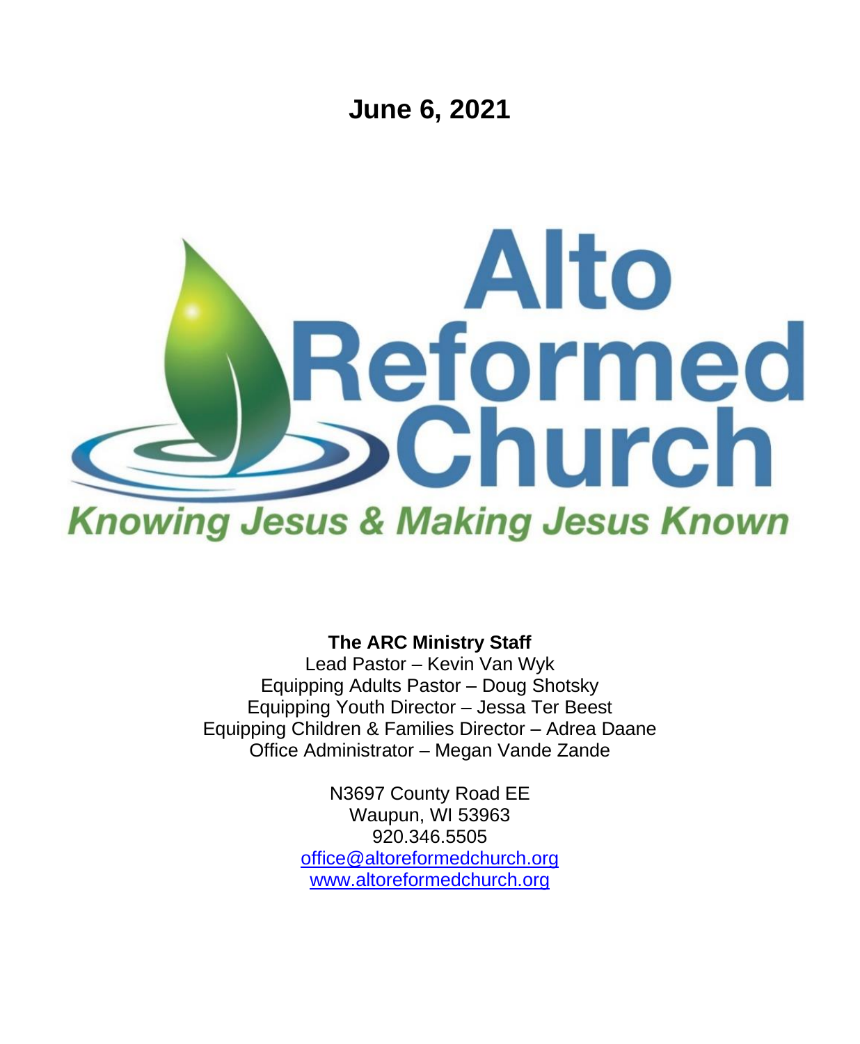# June 6, 2021

# Alto Reformed Church

*Knowing Jesus & Making Jesus Known*

**The ARC Ministry Staff**

Lead Pastor – Kevin Van Wyk
Equipping Adults Pastor – Doug Shotsky
Equipping Youth Director – Jessa Ter Beest
Equipping Children & Families Director – Adrea Daane
Office Administrator – Megan Vande Zande

N3697 County Road EE
Waupun, WI 53963
920.346.5505
office@altoreformedchurch.org
www.altoreformedchurch.org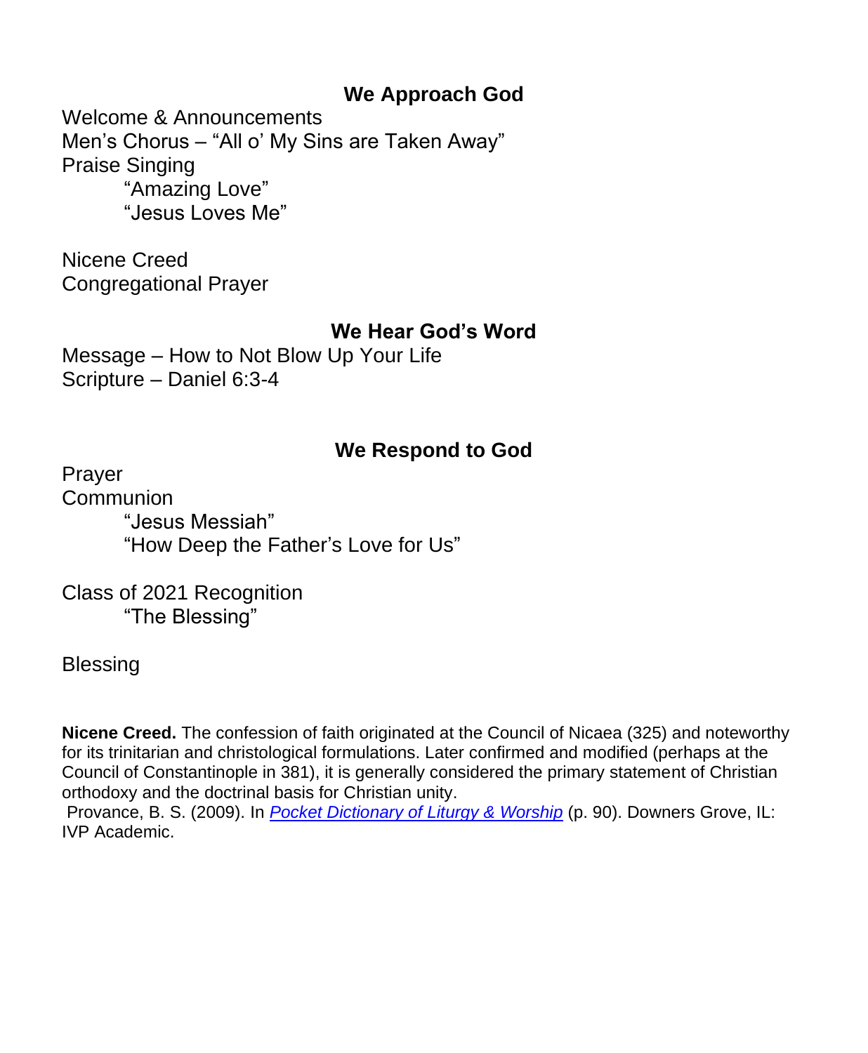## We Approach God

Welcome & Announcements
Men's Chorus – "All o' My Sins are Taken Away"
Praise Singing
"Amazing Love"
"Jesus Loves Me"

Nicene Creed
Congregational Prayer

## We Hear God's Word

Message – How to Not Blow Up Your Life
Scripture – Daniel 6:3-4

## We Respond to God

Prayer
Communion
"Jesus Messiah"
"How Deep the Father's Love for Us"

Class of 2021 Recognition
"The Blessing"

Blessing

**Nicene Creed.** The confession of faith originated at the Council of Nicaea (325) and noteworthy for its trinitarian and christological formulations. Later confirmed and modified (perhaps at the Council of Constantinople in 381), it is generally considered the primary statement of Christian orthodoxy and the doctrinal basis for Christian unity.
Provance, B. S. (2009). In *Pocket Dictionary of Liturgy & Worship* (p. 90). Downers Grove, IL: IVP Academic.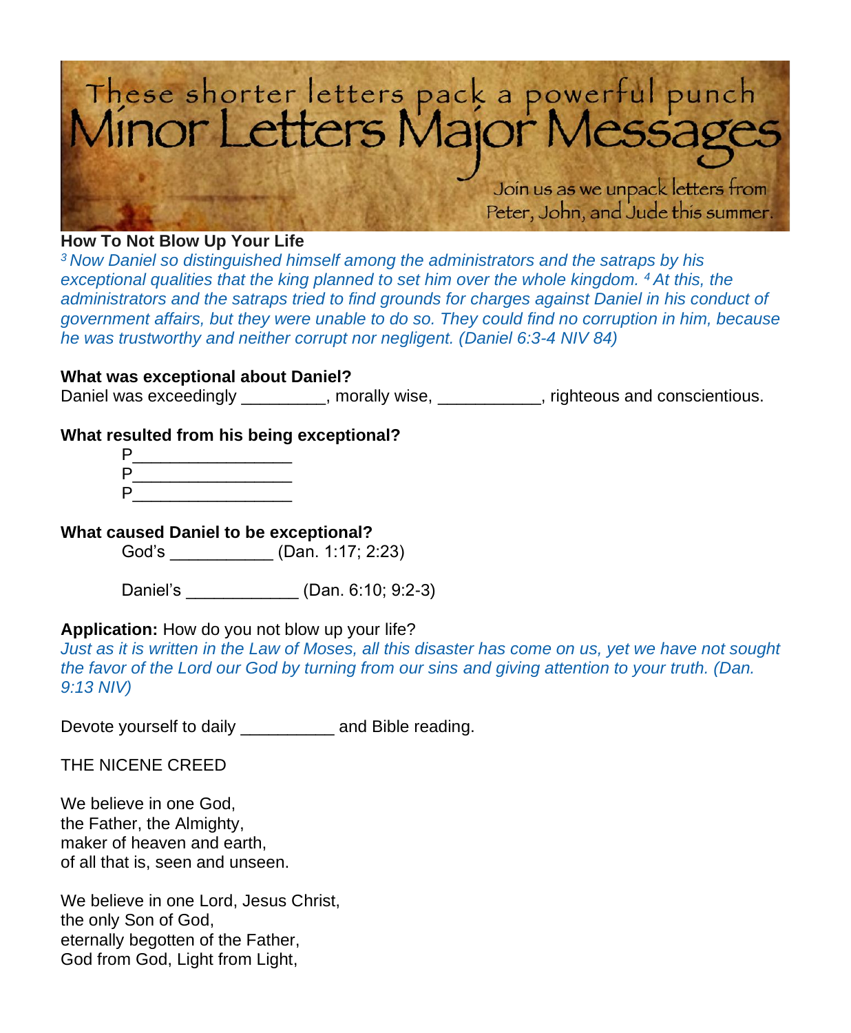These shorter letters pack a powerful punch

# Minor Letters Major Messages

Join us as we unpack letters from Peter, John, and Jude this summer.

**How To Not Blow Up Your Life**

*[3] Now Daniel so distinguished himself among the administrators and the satraps by his exceptional qualities that the king planned to set him over the whole kingdom. [4] At this, the administrators and the satraps tried to find grounds for charges against Daniel in his conduct of government affairs, but they were unable to do so. They could find no corruption in him, because he was trustworthy and neither corrupt nor negligent. (Daniel 6:3-4 NIV 84)*

**What was exceptional about Daniel?**

Daniel was exceedingly _________, morally wise, ___________, righteous and conscientious.

**What resulted from his being exceptional?**

P_________________
P_________________
P_________________

**What caused Daniel to be exceptional?**

God's ___________ (Dan. 1:17; 2:23)

Daniel's ____________ (Dan. 6:10; 9:2-3)

**Application:** How do you not blow up your life?

*Just as it is written in the Law of Moses, all this disaster has come on us, yet we have not sought the favor of the Lord our God by turning from our sins and giving attention to your truth. (Dan. 9:13 NIV)*

Devote yourself to daily __________ and Bible reading.

THE NICENE CREED

We believe in one God,
the Father, the Almighty,
maker of heaven and earth,
of all that is, seen and unseen.

We believe in one Lord, Jesus Christ,
the only Son of God,
eternally begotten of the Father,
God from God, Light from Light,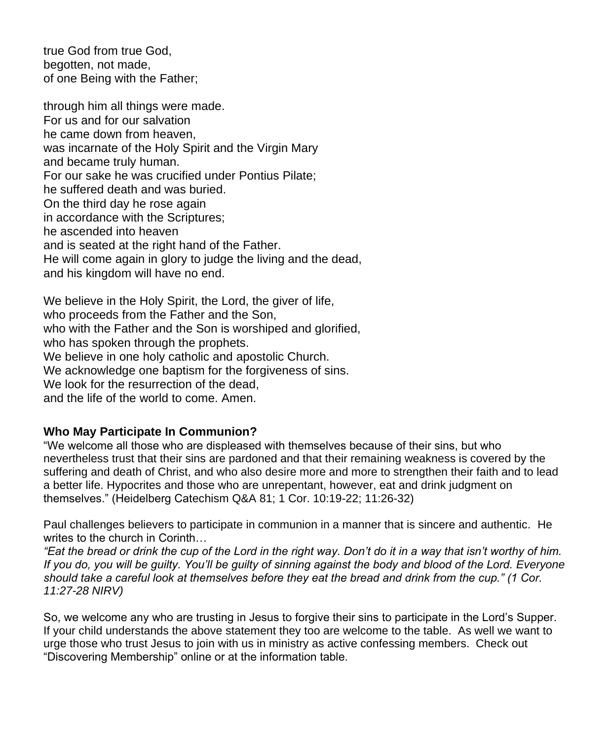true God from true God,  
begotten, not made,  
of one Being with the Father;

through him all things were made.  
For us and for our salvation  
he came down from heaven,  
was incarnate of the Holy Spirit and the Virgin Mary  
and became truly human.  
For our sake he was crucified under Pontius Pilate;  
he suffered death and was buried.  
On the third day he rose again  
in accordance with the Scriptures;  
he ascended into heaven  
and is seated at the right hand of the Father.  
He will come again in glory to judge the living and the dead,  
and his kingdom will have no end.

We believe in the Holy Spirit, the Lord, the giver of life,  
who proceeds from the Father and the Son,  
who with the Father and the Son is worshiped and glorified,  
who has spoken through the prophets.  
We believe in one holy catholic and apostolic Church.  
We acknowledge one baptism for the forgiveness of sins.  
We look for the resurrection of the dead,  
and the life of the world to come. Amen.

**Who May Participate In Communion?**

"We welcome all those who are displeased with themselves because of their sins, but who nevertheless trust that their sins are pardoned and that their remaining weakness is covered by the suffering and death of Christ, and who also desire more and more to strengthen their faith and to lead a better life. Hypocrites and those who are unrepentant, however, eat and drink judgment on themselves." (Heidelberg Catechism Q&A 81; 1 Cor. 10:19-22; 11:26-32)

Paul challenges believers to participate in communion in a manner that is sincere and authentic. He writes to the church in Corinth…

*"Eat the bread or drink the cup of the Lord in the right way. Don't do it in a way that isn't worthy of him. If you do, you will be guilty. You'll be guilty of sinning against the body and blood of the Lord. Everyone should take a careful look at themselves before they eat the bread and drink from the cup." (1 Cor. 11:27-28 NIRV)*

So, we welcome any who are trusting in Jesus to forgive their sins to participate in the Lord's Supper. If your child understands the above statement they too are welcome to the table. As well we want to urge those who trust Jesus to join with us in ministry as active confessing members. Check out "Discovering Membership" online or at the information table.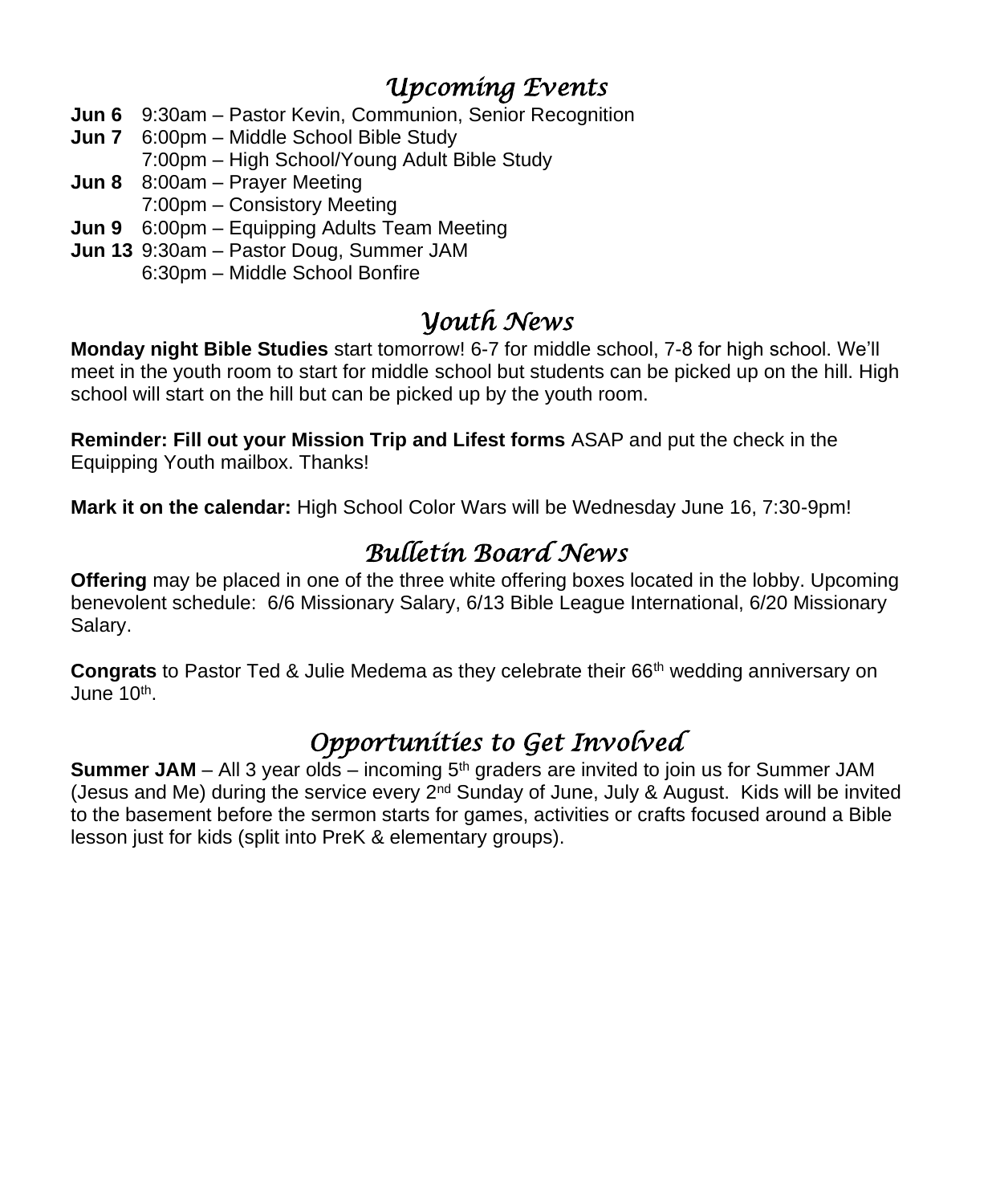## *Upcoming Events*

**Jun 6** 9:30am – Pastor Kevin, Communion, Senior Recognition

**Jun 7** 6:00pm – Middle School Bible Study
7:00pm – High School/Young Adult Bible Study

**Jun 8** 8:00am – Prayer Meeting
7:00pm – Consistory Meeting

**Jun 9** 6:00pm – Equipping Adults Team Meeting

**Jun 13** 9:30am – Pastor Doug, Summer JAM
6:30pm – Middle School Bonfire

## *Youth News*

**Monday night Bible Studies** start tomorrow! 6-7 for middle school, 7-8 for high school. We'll meet in the youth room to start for middle school but students can be picked up on the hill. High school will start on the hill but can be picked up by the youth room.

**Reminder: Fill out your Mission Trip and Lifest forms** ASAP and put the check in the Equipping Youth mailbox. Thanks!

**Mark it on the calendar:** High School Color Wars will be Wednesday June 16, 7:30-9pm!

## *Bulletin Board News*

**Offering** may be placed in one of the three white offering boxes located in the lobby. Upcoming benevolent schedule: 6/6 Missionary Salary, 6/13 Bible League International, 6/20 Missionary Salary.

**Congrats** to Pastor Ted & Julie Medema as they celebrate their 66th wedding anniversary on June 10th.

## *Opportunities to Get Involved*

**Summer JAM** – All 3 year olds – incoming 5th graders are invited to join us for Summer JAM (Jesus and Me) during the service every 2nd Sunday of June, July & August. Kids will be invited to the basement before the sermon starts for games, activities or crafts focused around a Bible lesson just for kids (split into PreK & elementary groups).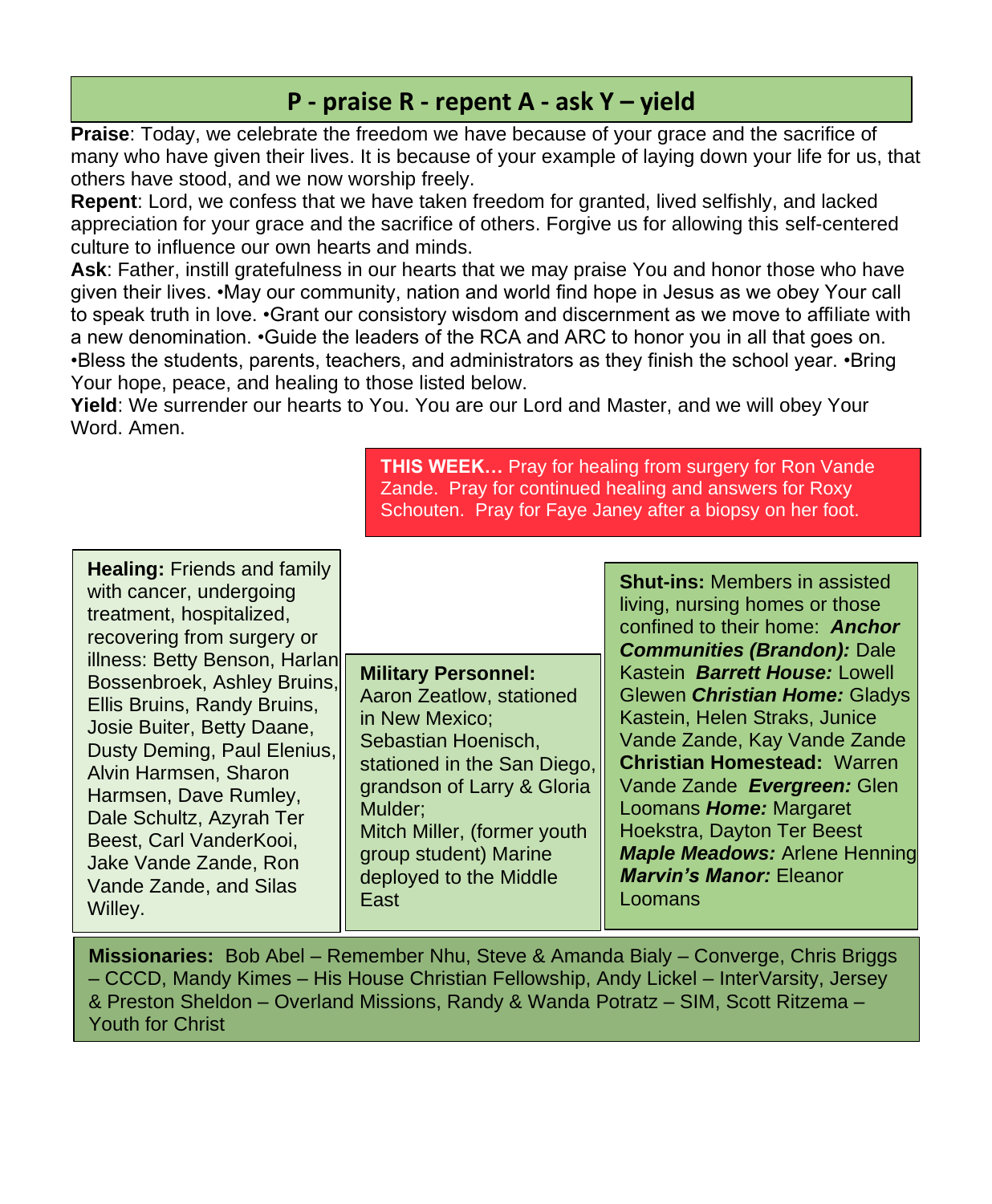## P - praise R - repent A - ask Y – yield

**Praise**: Today, we celebrate the freedom we have because of your grace and the sacrifice of many who have given their lives. It is because of your example of laying down your life for us, that others have stood, and we now worship freely.
**Repent**: Lord, we confess that we have taken freedom for granted, lived selfishly, and lacked appreciation for your grace and the sacrifice of others. Forgive us for allowing this self-centered culture to influence our own hearts and minds.
**Ask**: Father, instill gratefulness in our hearts that we may praise You and honor those who have given their lives. •May our community, nation and world find hope in Jesus as we obey Your call to speak truth in love. •Grant our consistory wisdom and discernment as we move to affiliate with a new denomination. •Guide the leaders of the RCA and ARC to honor you in all that goes on. •Bless the students, parents, teachers, and administrators as they finish the school year. •Bring Your hope, peace, and healing to those listed below.
**Yield**: We surrender our hearts to You. You are our Lord and Master, and we will obey Your Word. Amen.

**THIS WEEK…** Pray for healing from surgery for Ron Vande Zande. Pray for continued healing and answers for Roxy Schouten. Pray for Faye Janey after a biopsy on her foot.

**Healing:** Friends and family with cancer, undergoing treatment, hospitalized, recovering from surgery or illness: Betty Benson, Harlan Bossenbroek, Ashley Bruins, Ellis Bruins, Randy Bruins, Josie Buiter, Betty Daane, Dusty Deming, Paul Elenius, Alvin Harmsen, Sharon Harmsen, Dave Rumley, Dale Schultz, Azyrah Ter Beest, Carl VanderKooi, Jake Vande Zande, Ron Vande Zande, and Silas Willey.

**Military Personnel:**
Aaron Zeatlow, stationed in New Mexico;
Sebastian Hoenisch, stationed in the San Diego, grandson of Larry & Gloria Mulder;
Mitch Miller, (former youth group student) Marine deployed to the Middle East

**Shut-ins:** Members in assisted living, nursing homes or those confined to their home: ***Anchor Communities (Brandon):*** Dale Kastein ***Barrett House:*** Lowell Glewen ***Christian Home:*** Gladys Kastein, Helen Straks, Junice Vande Zande, Kay Vande Zande **Christian Homestead:** Warren Vande Zande ***Evergreen:*** Glen Loomans ***Home:*** Margaret Hoekstra, Dayton Ter Beest ***Maple Meadows:*** Arlene Henning ***Marvin's Manor:*** Eleanor Loomans

**Missionaries:** Bob Abel – Remember Nhu, Steve & Amanda Bialy – Converge, Chris Briggs – CCCD, Mandy Kimes – His House Christian Fellowship, Andy Lickel – InterVarsity, Jersey & Preston Sheldon – Overland Missions, Randy & Wanda Potratz – SIM, Scott Ritzema – Youth for Christ